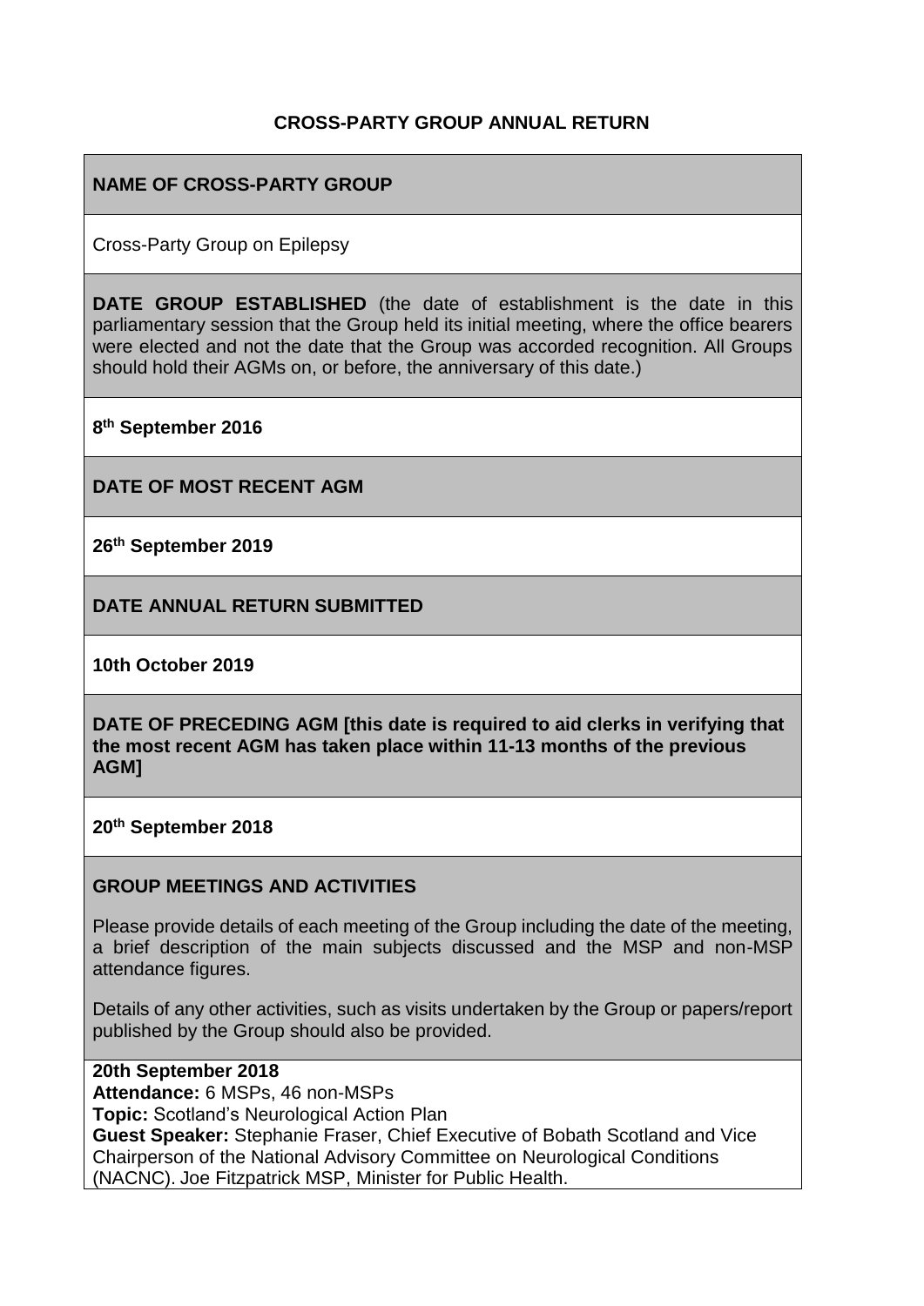**CROSS-PARTY GROUP ANNUAL RETURN**

**NAME OF CROSS-PARTY GROUP**

Cross-Party Group on Epilepsy

**DATE GROUP ESTABLISHED** (the date of establishment is the date in this parliamentary session that the Group held its initial meeting, where the office bearers were elected and not the date that the Group was accorded recognition. All Groups should hold their AGMs on, or before, the anniversary of this date.)

**8th September 2016**

**DATE OF MOST RECENT AGM**

**26th September 2019**

**DATE ANNUAL RETURN SUBMITTED**

**10th October 2019**

**DATE OF PRECEDING AGM [this date is required to aid clerks in verifying that the most recent AGM has taken place within 11-13 months of the previous AGM]**

**20th September 2018**

**GROUP MEETINGS AND ACTIVITIES**

Please provide details of each meeting of the Group including the date of the meeting, a brief description of the main subjects discussed and the MSP and non-MSP attendance figures.

Details of any other activities, such as visits undertaken by the Group or papers/report published by the Group should also be provided.

**20th September 2018**
**Attendance:** 6 MSPs, 46 non-MSPs
**Topic:** Scotland's Neurological Action Plan
**Guest Speaker:** Stephanie Fraser, Chief Executive of Bobath Scotland and Vice Chairperson of the National Advisory Committee on Neurological Conditions (NACNC). Joe Fitzpatrick MSP, Minister for Public Health.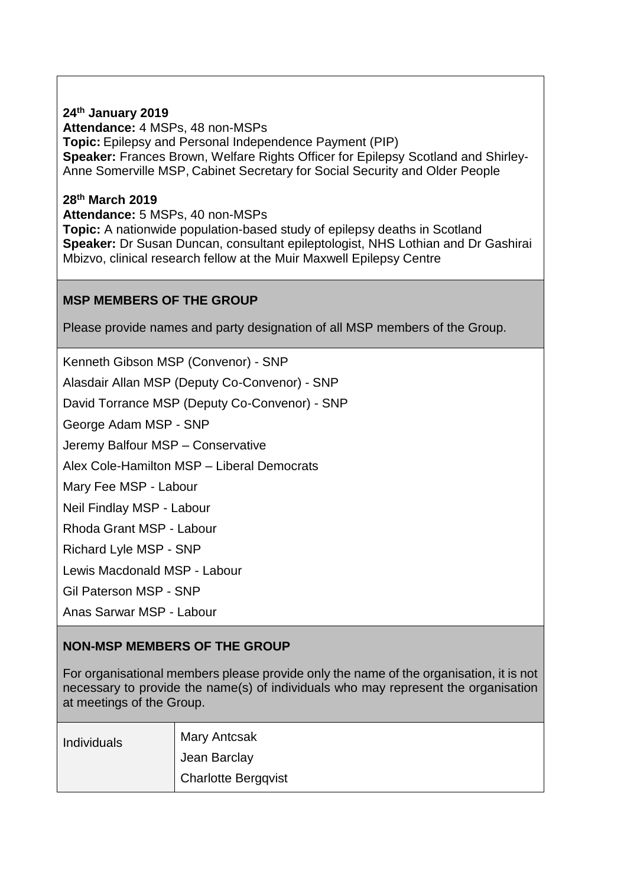**24th January 2019**
**Attendance:** 4 MSPs, 48 non-MSPs
**Topic:** Epilepsy and Personal Independence Payment (PIP)
**Speaker:** Frances Brown, Welfare Rights Officer for Epilepsy Scotland and Shirley-Anne Somerville MSP, Cabinet Secretary for Social Security and Older People

**28th March 2019**
**Attendance:** 5 MSPs, 40 non-MSPs
**Topic:** A nationwide population-based study of epilepsy deaths in Scotland
**Speaker:** Dr Susan Duncan, consultant epileptologist, NHS Lothian and Dr Gashirai Mbizvo, clinical research fellow at the Muir Maxwell Epilepsy Centre

**MSP MEMBERS OF THE GROUP**

Please provide names and party designation of all MSP members of the Group.

Kenneth Gibson MSP (Convenor) - SNP

Alasdair Allan MSP (Deputy Co-Convenor) - SNP

David Torrance MSP (Deputy Co-Convenor) - SNP

George Adam MSP - SNP

Jeremy Balfour MSP – Conservative

Alex Cole-Hamilton MSP – Liberal Democrats

Mary Fee MSP - Labour

Neil Findlay MSP - Labour

Rhoda Grant MSP - Labour

Richard Lyle MSP - SNP

Lewis Macdonald MSP - Labour

Gil Paterson MSP - SNP

Anas Sarwar MSP - Labour

**NON-MSP MEMBERS OF THE GROUP**

For organisational members please provide only the name of the organisation, it is not necessary to provide the name(s) of individuals who may represent the organisation at meetings of the Group.

| Individuals | Mary Antcsak<br>Jean Barclay<br>Charlotte Bergqvist |
|---|---|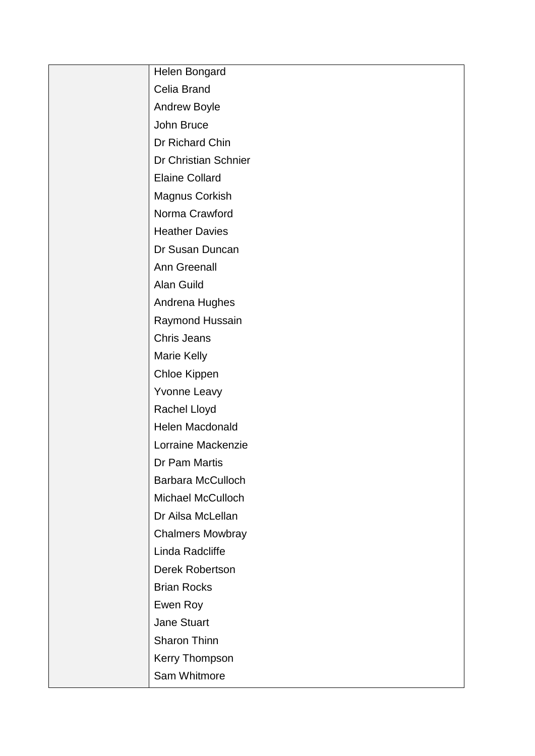|  |  |
|---|---|
|  | Helen Bongard<br>Celia Brand<br>Andrew Boyle<br>John Bruce<br>Dr Richard Chin<br>Dr Christian Schnier<br>Elaine Collard<br>Magnus Corkish<br>Norma Crawford<br>Heather Davies<br>Dr Susan Duncan<br>Ann Greenall<br>Alan Guild<br>Andrena Hughes<br>Raymond Hussain<br>Chris Jeans<br>Marie Kelly<br>Chloe Kippen<br>Yvonne Leavy<br>Rachel Lloyd<br>Helen Macdonald<br>Lorraine Mackenzie<br>Dr Pam Martis<br>Barbara McCulloch<br>Michael McCulloch<br>Dr Ailsa McLellan<br>Chalmers Mowbray<br>Linda Radcliffe<br>Derek Robertson<br>Brian Rocks<br>Ewen Roy<br>Jane Stuart<br>Sharon Thinn<br>Kerry Thompson<br>Sam Whitmore |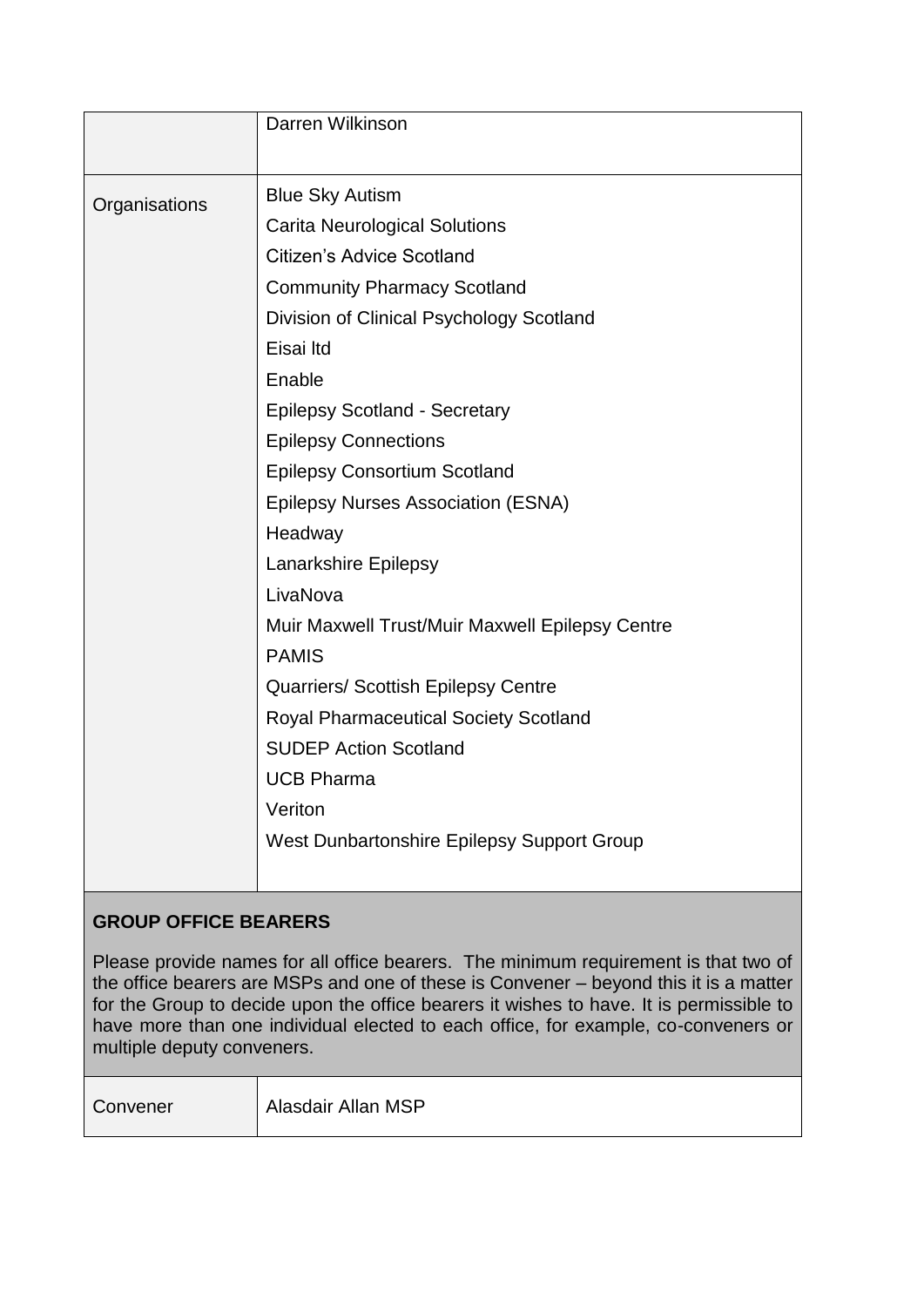| | |
|---|---|
| | Darren Wilkinson |
| Organisations | Blue Sky Autism<br>Carita Neurological Solutions<br>Citizen's Advice Scotland<br>Community Pharmacy Scotland<br>Division of Clinical Psychology Scotland<br>Eisai ltd<br>Enable<br>Epilepsy Scotland - Secretary<br>Epilepsy Connections<br>Epilepsy Consortium Scotland<br>Epilepsy Nurses Association (ESNA)<br>Headway<br>Lanarkshire Epilepsy<br>LivaNova<br>Muir Maxwell Trust/Muir Maxwell Epilepsy Centre<br>PAMIS<br>Quarriers/ Scottish Epilepsy Centre<br>Royal Pharmaceutical Society Scotland<br>SUDEP Action Scotland<br>UCB Pharma<br>Veriton<br>West Dunbartonshire Epilepsy Support Group |

**GROUP OFFICE BEARERS**

Please provide names for all office bearers. The minimum requirement is that two of the office bearers are MSPs and one of these is Convener – beyond this it is a matter for the Group to decide upon the office bearers it wishes to have. It is permissible to have more than one individual elected to each office, for example, co-conveners or multiple deputy conveners.

| | |
|---|---|
| Convener | Alasdair Allan MSP |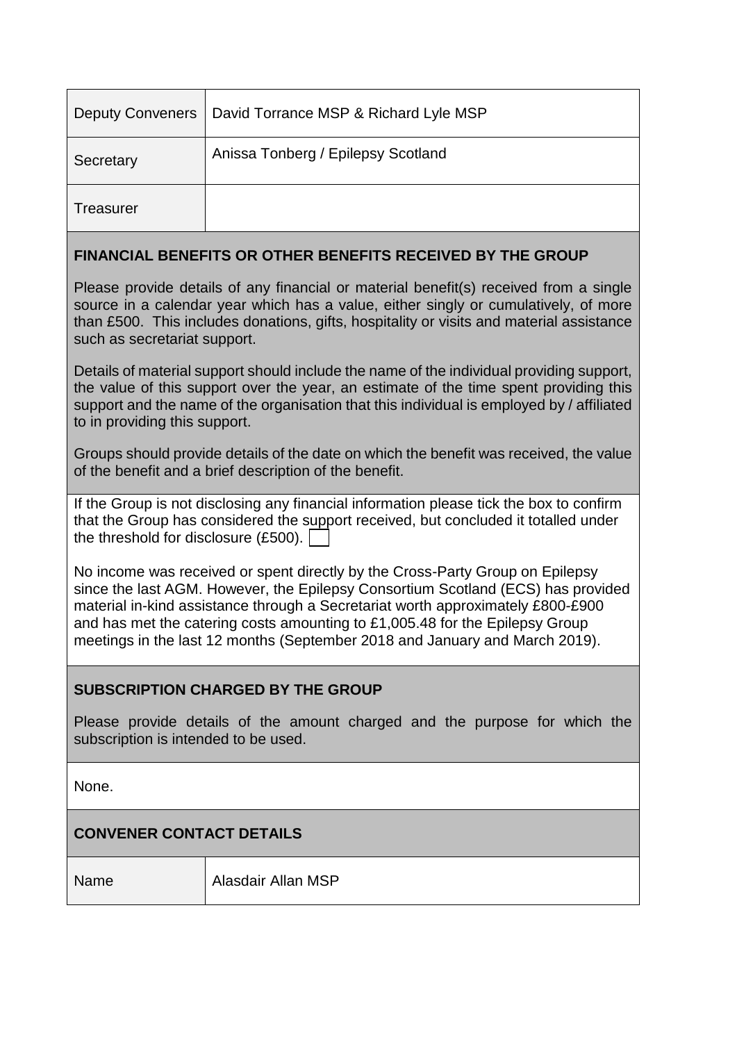| | |
|---|---|
| Deputy Conveners | David Torrance MSP & Richard Lyle MSP |
| Secretary | Anissa Tonberg / Epilepsy Scotland |
| Treasurer | |

**FINANCIAL BENEFITS OR OTHER BENEFITS RECEIVED BY THE GROUP**

Please provide details of any financial or material benefit(s) received from a single source in a calendar year which has a value, either singly or cumulatively, of more than £500. This includes donations, gifts, hospitality or visits and material assistance such as secretariat support.

Details of material support should include the name of the individual providing support, the value of this support over the year, an estimate of the time spent providing this support and the name of the organisation that this individual is employed by / affiliated to in providing this support.

Groups should provide details of the date on which the benefit was received, the value of the benefit and a brief description of the benefit.

If the Group is not disclosing any financial information please tick the box to confirm that the Group has considered the support received, but concluded it totalled under the threshold for disclosure (£500). ☐

No income was received or spent directly by the Cross-Party Group on Epilepsy since the last AGM. However, the Epilepsy Consortium Scotland (ECS) has provided material in-kind assistance through a Secretariat worth approximately £800-£900 and has met the catering costs amounting to £1,005.48 for the Epilepsy Group meetings in the last 12 months (September 2018 and January and March 2019).

**SUBSCRIPTION CHARGED BY THE GROUP**

Please provide details of the amount charged and the purpose for which the subscription is intended to be used.

None.

**CONVENER CONTACT DETAILS**

| | |
|---|---|
| Name | Alasdair Allan MSP |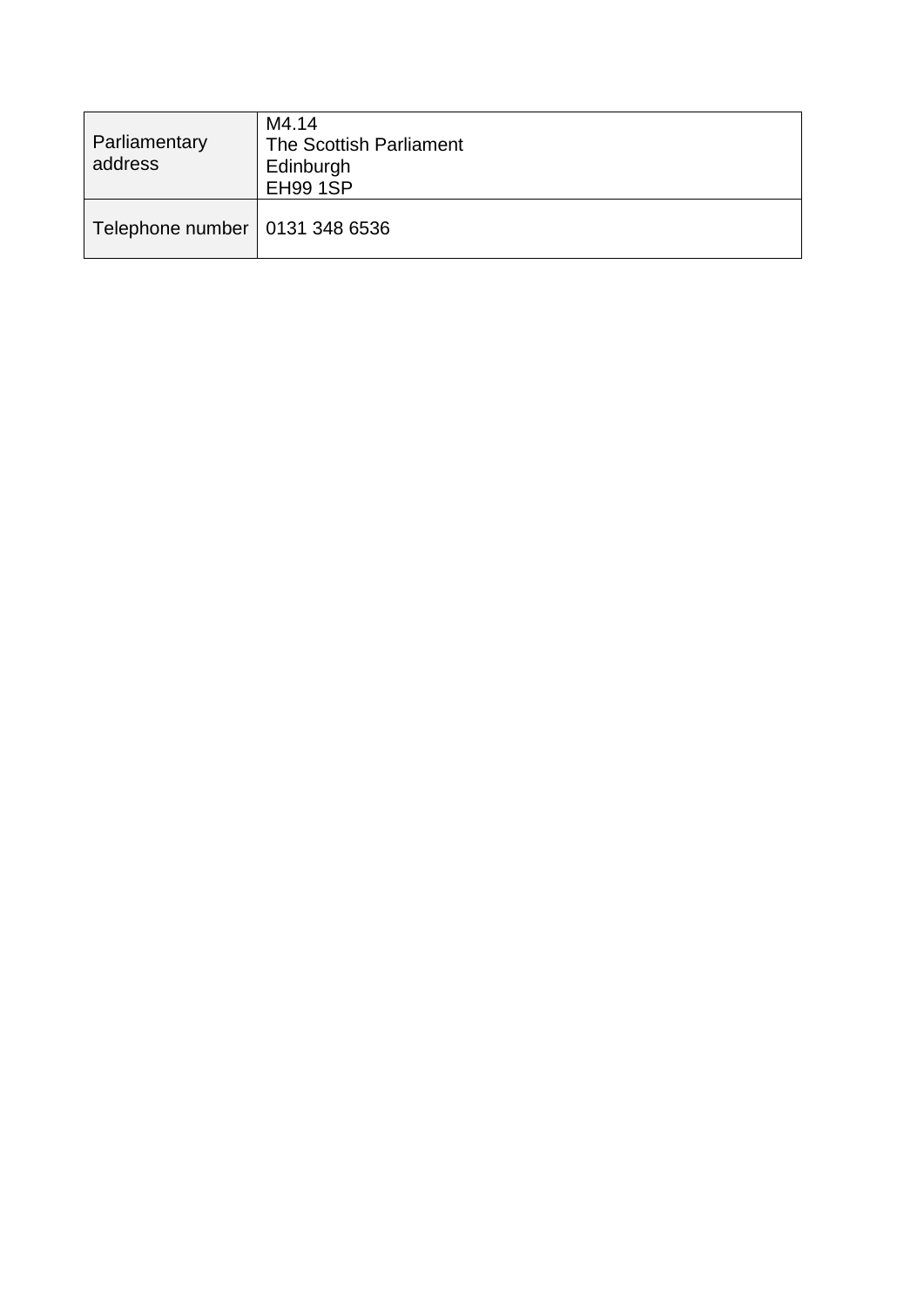| | |
|---|---|
| Parliamentary address | M4.14<br>The Scottish Parliament<br>Edinburgh<br>EH99 1SP |
| Telephone number | 0131 348 6536 |